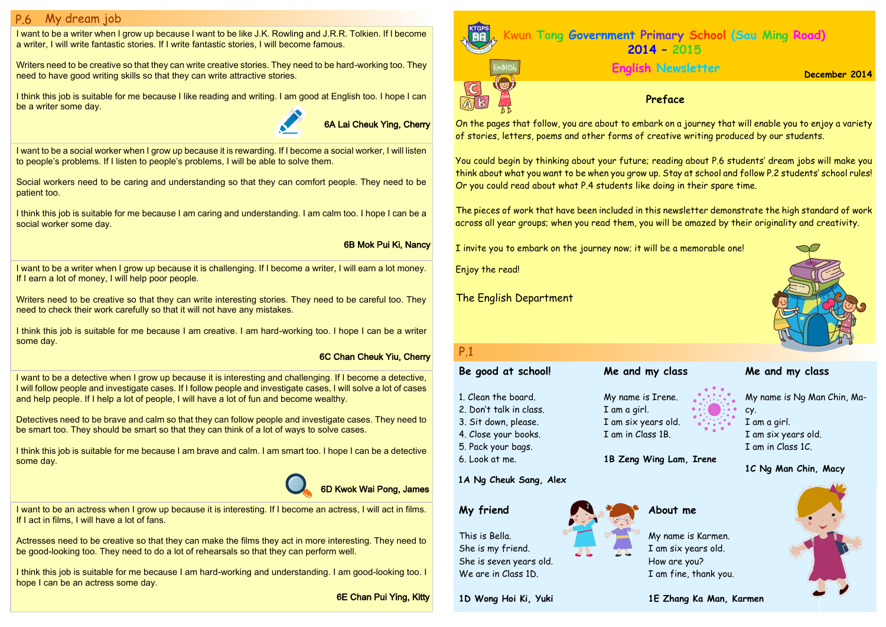## P.6 My dream job

I want to be a writer when I grow up because I want to be like J.K. Rowling and J.R.R. Tolkien. If I become a writer, I will write fantastic stories. If I write fantastic stories, I will become famous.

Writers need to be creative so that they can write creative stories. They need to be hard-working too. They need to have good writing skills so that they can write attractive stories.

I think this job is suitable for me because I like reading and writing. I am good at English too. I hope I can be a writer some day.

**6A Lai Cheuk Ying, Cherry**

I want to be a social worker when I grow up because it is rewarding. If I become a social worker, I will listen to people's problems. If I listen to people's problems, I will be able to solve them.

Social workers need to be caring and understanding so that they can comfort people. They need to be patient too.

I think this job is suitable for me because I am caring and understanding. I am calm too. I hope I can be a social worker some day.

**6B Mok Pui Ki, Nancy**

I want to be a writer when I grow up because it is challenging. If I become a writer, I will earn a lot money. If I earn a lot of money, I will help poor people.

Writers need to be creative so that they can write interesting stories. They need to be careful too. They need to check their work carefully so that it will not have any mistakes.

I think this job is suitable for me because I am creative. I am hard-working too. I hope I can be a writer some day.

**6C Chan Cheuk Yiu, Cherry**

I want to be a detective when I grow up because it is interesting and challenging. If I become a detective, I will follow people and investigate cases. If I follow people and investigate cases, I will solve a lot of cases and help people. If I help a lot of people, I will have a lot of fun and become wealthy.

Detectives need to be brave and calm so that they can follow people and investigate cases. They need to be smart too. They should be smart so that they can think of a lot of ways to solve cases.

I think this job is suitable for me because I am brave and calm. I am smart too. I hope I can be a detective some day.

**6D Kwok Wai Pong, James**

I want to be an actress when I grow up because it is interesting. If I become an actress, I will act in films. If I act in films, I will have a lot of fans.

Actresses need to be creative so that they can make the films they act in more interesting. They need to be good-looking too. They need to do a lot of rehearsals so that they can perform well.

I think this job is suitable for me because I am hard-working and understanding. I am good-looking too. I hope I can be an actress some day.

**6E Chan Pui Ying, Kitty**

# Kwun Tong Government Primary School (Sau Ming Road)

## 2014 – 2015

## English Newsletter

**December 2014**

### Preface

On the pages that follow, you are about to embark on a journey that will enable you to enjoy a variety of stories, letters, poems and other forms of creative writing produced by our students.

You could begin by thinking about your future; reading about P.6 students' dream jobs will make you think about what you want to be when you grow up. Stay at school and follow P.2 students' school rules! Or you could read about what P.4 students like doing in their spare time.

The pieces of work that have been included in this newsletter demonstrate the high standard of work across all year groups; when you read them, you will be amazed by their originality and creativity.

I invite you to embark on the journey now; it will be a memorable one!

Enjoy the read!

The English Department

## P.1

### Be good at school!

1. Clean the board.
2. Don't talk in class.
3. Sit down, please.
4. Close your books.
5. Pack your bags.
6. Look at me.

**1A Ng Cheuk Sang, Alex**

### Me and my class

My name is Irene.
I am a girl.
I am six years old.
I am in Class 1B.

**1B Zeng Wing Lam, Irene**

### Me and my class

My name is Ng Man Chin, Macy.
I am a girl.
I am six years old.
I am in Class 1C.

**1C Ng Man Chin, Macy**

### My friend

This is Bella.
She is my friend.
She is seven years old.
We are in Class 1D.

**1D Wong Hoi Ki, Yuki**

### About me

My name is Karmen.
I am six years old.
How are you?
I am fine, thank you.

**1E Zhang Ka Man, Karmen**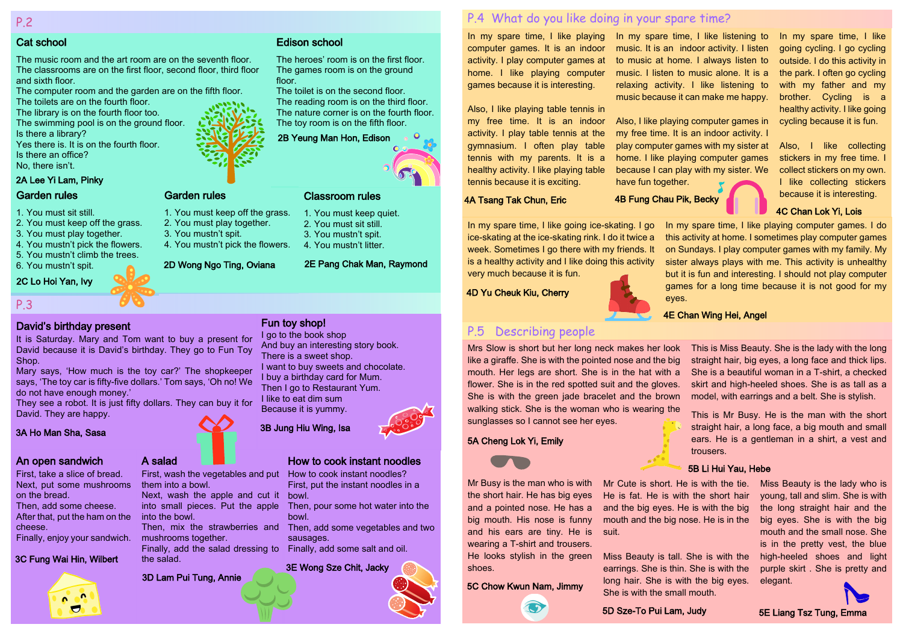## P.2

### Cat school

The music room and the art room are on the seventh floor.
The classrooms are on the first floor, second floor, third floor and sixth floor.
The computer room and the garden are on the fifth floor.
The toilets are on the fourth floor.
The library is on the fourth floor too.
The swimming pool is on the ground floor.
Is there a library?
Yes there is. It is on the fourth floor.
Is there an office?
No, there isn't.

**2A Lee Yi Lam, Pinky**

### Edison school

The heroes' room is on the first floor.
The games room is on the ground floor.
The toilet is on the second floor.
The reading room is on the third floor.
The nature corner is on the fourth floor.
The toy room is on the fifth floor.

**2B Yeung Man Hon, Edison**

### Garden rules

1. You must sit still.
2. You must keep off the grass.
3. You must play together.
4. You mustn't pick the flowers.
5. You mustn't climb the trees.
6. You mustn't spit.

**2C Lo Hoi Yan, Ivy**

### Garden rules

1. You must keep off the grass.
2. You must play together.
3. You mustn't spit.
4. You mustn't pick the flowers.

**2D Wong Ngo Ting, Oviana**

### Classroom rules

1. You must keep quiet.
2. You must sit still.
3. You mustn't spit.
4. You mustn't litter.

**2E Pang Chak Man, Raymond**

## P.3

### David's birthday present

It is Saturday. Mary and Tom want to buy a present for David because it is David's birthday. They go to Fun Toy Shop.
Mary says, 'How much is the toy car?' The shopkeeper says, 'The toy car is fifty-five dollars.' Tom says, 'Oh no! We do not have enough money.'
They see a robot. It is just fifty dollars. They can buy it for David. They are happy.

**3A Ho Man Sha, Sasa**

### Fun toy shop!

I go to the book shop
And buy an interesting story book.
There is a sweet shop.
I want to buy sweets and chocolate.
I buy a birthday card for Mum.
Then I go to Restaurant Yum.
I like to eat dim sum
Because it is yummy.

**3B Jung Hiu Wing, Isa**

### An open sandwich

First, take a slice of bread.
Next, put some mushrooms on the bread.
Then, add some cheese.
After that, put the ham on the cheese.
Finally, enjoy your sandwich.

**3C Fung Wai Hin, Wilbert**

### A salad

First, wash the vegetables and put them into a bowl.
Next, wash the apple and cut it into small pieces. Put the apple into the bowl.
Then, mix the strawberries and mushrooms together.
Finally, add the salad dressing to the salad.

**3D Lam Pui Tung, Annie**

### How to cook instant noodles

How to cook instant noodles?
First, put the instant noodles in a bowl.
Then, pour some hot water into the bowl.
Then, add some vegetables and two sausages.
Finally, add some salt and oil.

**3E Wong Sze Chit, Jacky**

## P.4 What do you like doing in your spare time?

In my spare time, I like playing computer games. It is an indoor activity. I play computer games at home. I like playing computer games because it is interesting.

Also, I like playing table tennis in my free time. It is an indoor activity. I play table tennis at the gymnasium. I often play table tennis with my parents. It is a healthy activity. I like playing table tennis because it is exciting.

**4A Tsang Tak Chun, Eric**

In my spare time, I like listening to music. It is an indoor activity. I listen to music at home. I always listen to music. I listen to music alone. It is a relaxing activity. I like listening to music because it can make me happy.

Also, I like playing computer games in my free time. It is an indoor activity. I play computer games with my sister at home. I like playing computer games because I can play with my sister. We have fun together.

**4B Fung Chau Pik, Becky**

In my spare time, I like going cycling. I go cycling outside. I do this activity in the park. I often go cycling with my father and my brother. Cycling is a healthy activity. I like going cycling because it is fun.

Also, I like collecting stickers in my free time. I collect stickers on my own. I like collecting stickers because it is interesting.

**4C Chan Lok Yi, Lois**

In my spare time, I like going ice-skating. I go ice-skating at the ice-skating rink. I do it twice a week. Sometimes I go there with my friends. It is a healthy activity and I like doing this activity very much because it is fun.

**4D Yu Cheuk Kiu, Cherry**

In my spare time, I like playing computer games. I do this activity at home. I sometimes play computer games on Sundays. I play computer games with my family. My sister always plays with me. This activity is unhealthy but it is fun and interesting. I should not play computer games for a long time because it is not good for my eyes.

**4E Chan Wing Hei, Angel**

## P.5 Describing people

Mrs Slow is short but her long neck makes her look like a giraffe. She is with the pointed nose and the big mouth. Her legs are short. She is in the hat with a flower. She is in the red spotted suit and the gloves. She is with the green jade bracelet and the brown walking stick. She is the woman who is wearing the sunglasses so I cannot see her eyes.

**5A Cheng Lok Yi, Emily**

This is Miss Beauty. She is the lady with the long straight hair, big eyes, a long face and thick lips. She is a beautiful woman in a T-shirt, a checked skirt and high-heeled shoes. She is as tall as a model, with earrings and a belt. She is stylish.

This is Mr Busy. He is the man with the short straight hair, a long face, a big mouth and small ears. He is a gentleman in a shirt, a vest and trousers.

**5B Li Hui Yau, Hebe**

Mr Busy is the man who is with the short hair. He has big eyes and a pointed nose. He has a big mouth. His nose is funny and his ears are tiny. He is wearing a T-shirt and trousers. He looks stylish in the green shoes.

**5C Chow Kwun Nam, Jimmy**

Mr Cute is short. He is with the tie. He is fat. He is with the short hair and the big eyes. He is with the big mouth and the big nose. He is in the suit.

Miss Beauty is tall. She is with the earrings. She is thin. She is with the long hair. She is with the big eyes. She is with the small mouth.

**5D Sze-To Pui Lam, Judy**

Miss Beauty is the lady who is young, tall and slim. She is with the long straight hair and the big eyes. She is with the big mouth and the small nose. She is in the pretty vest, the blue high-heeled shoes and light purple skirt . She is pretty and elegant.

**5E Liang Tsz Tung, Emma**